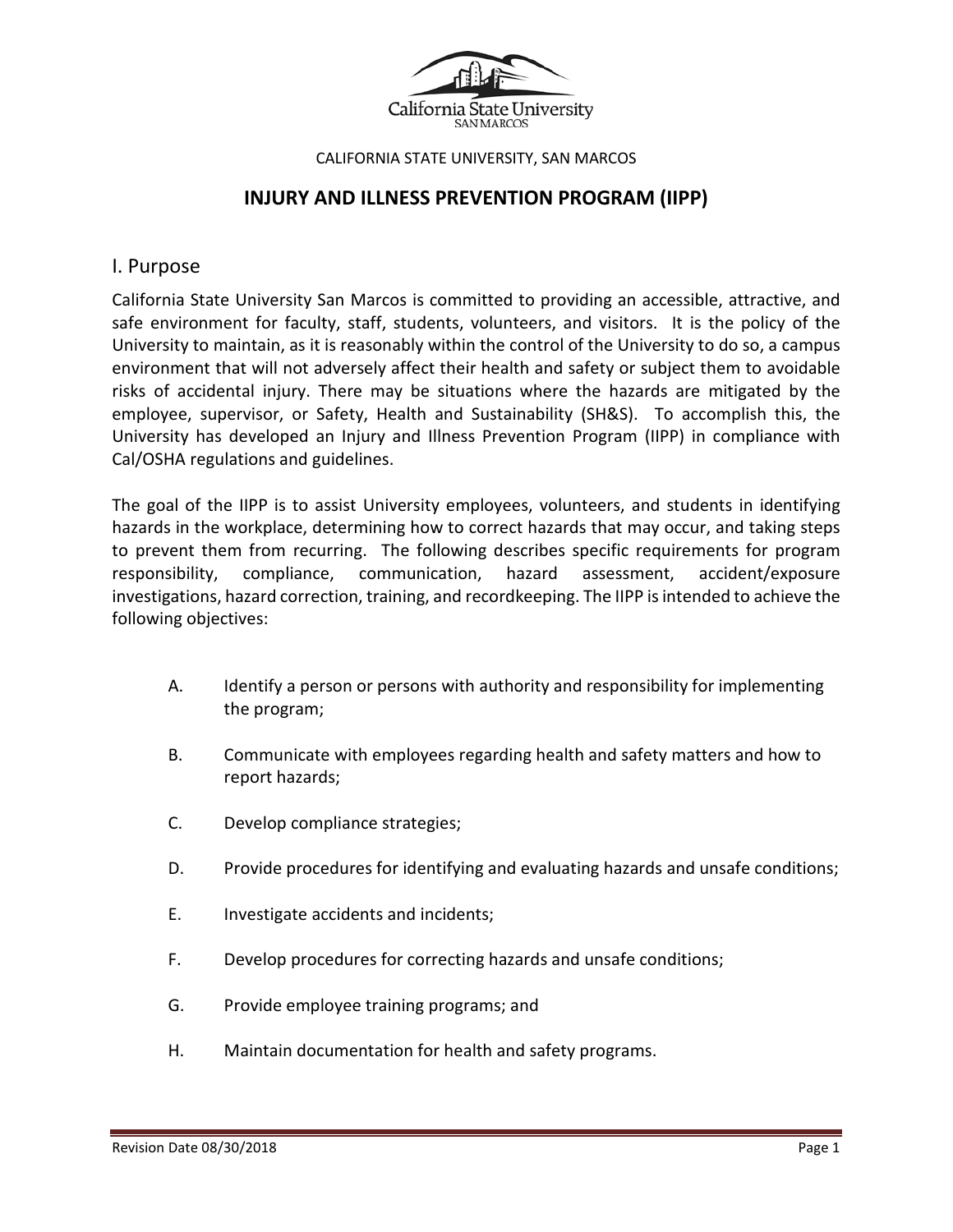CALIFORNIA STATE UNIVERSITY, SAN MARCOS

# INJURY AND ILLNESS PREVENTION PROGRAM (IIPP)

## I. Purpose

California State University San Marcos is committed to providing an accessible, attractive, and safe environment for faculty, staff, students, volunteers, and visitors. It is the policy of the University to maintain, as it is reasonably within the control of the University to do so, a campus environment that will not adversely affect their health and safety or subject them to avoidable risks of accidental injury. There may be situations where the hazards are mitigated by the employee, supervisor, or Safety, Health and Sustainability (SH&S). To accomplish this, the University has developed an Injury and Illness Prevention Program (IIPP) in compliance with Cal/OSHA regulations and guidelines.

The goal of the IIPP is to assist University employees, volunteers, and students in identifying hazards in the workplace, determining how to correct hazards that may occur, and taking steps to prevent them from recurring. The following describes specific requirements for program responsibility, compliance, communication, hazard assessment, accident/exposure investigations, hazard correction, training, and recordkeeping. The IIPP is intended to achieve the following objectives:

A. Identify a person or persons with authority and responsibility for implementing the program;

B. Communicate with employees regarding health and safety matters and how to report hazards;

C. Develop compliance strategies;

D. Provide procedures for identifying and evaluating hazards and unsafe conditions;

E. Investigate accidents and incidents;

F. Develop procedures for correcting hazards and unsafe conditions;

G. Provide employee training programs; and

H. Maintain documentation for health and safety programs.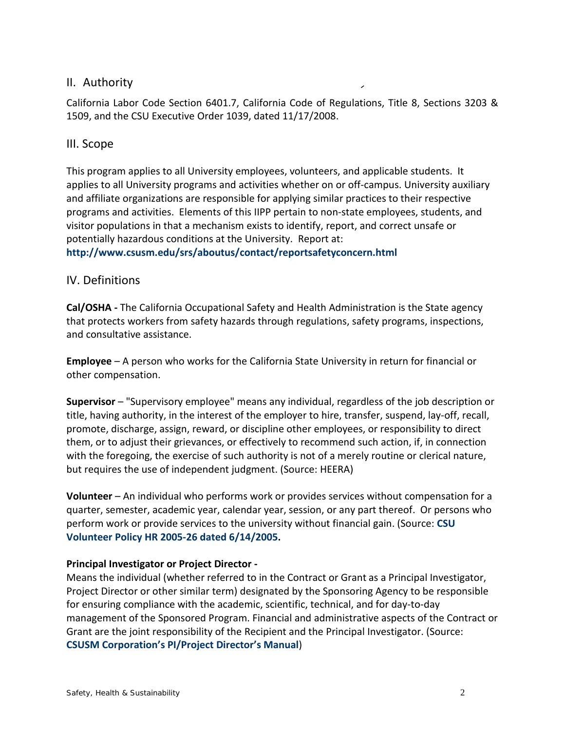## II. Authority

California Labor Code Section 6401.7, California Code of Regulations, Title 8, Sections 3203 & 1509, and the CSU Executive Order 1039, dated 11/17/2008.

## III. Scope

This program applies to all University employees, volunteers, and applicable students. It applies to all University programs and activities whether on or off-campus. University auxiliary and affiliate organizations are responsible for applying similar practices to their respective programs and activities. Elements of this IIPP pertain to non-state employees, students, and visitor populations in that a mechanism exists to identify, report, and correct unsafe or potentially hazardous conditions at the University. Report at: **http://www.csusm.edu/srs/aboutus/contact/reportsafetyconcern.html**

## IV. Definitions

**Cal/OSHA -** The California Occupational Safety and Health Administration is the State agency that protects workers from safety hazards through regulations, safety programs, inspections, and consultative assistance.

**Employee** – A person who works for the California State University in return for financial or other compensation.

**Supervisor** – "Supervisory employee" means any individual, regardless of the job description or title, having authority, in the interest of the employer to hire, transfer, suspend, lay-off, recall, promote, discharge, assign, reward, or discipline other employees, or responsibility to direct them, or to adjust their grievances, or effectively to recommend such action, if, in connection with the foregoing, the exercise of such authority is not of a merely routine or clerical nature, but requires the use of independent judgment. (Source: HEERA)

**Volunteer** – An individual who performs work or provides services without compensation for a quarter, semester, academic year, calendar year, session, or any part thereof. Or persons who perform work or provide services to the university without financial gain. (Source: **CSU Volunteer Policy HR 2005-26 dated 6/14/2005.**

**Principal Investigator or Project Director -**

Means the individual (whether referred to in the Contract or Grant as a Principal Investigator, Project Director or other similar term) designated by the Sponsoring Agency to be responsible for ensuring compliance with the academic, scientific, technical, and for day-to-day management of the Sponsored Program. Financial and administrative aspects of the Contract or Grant are the joint responsibility of the Recipient and the Principal Investigator. (Source: **CSUSM Corporation's PI/Project Director's Manual**)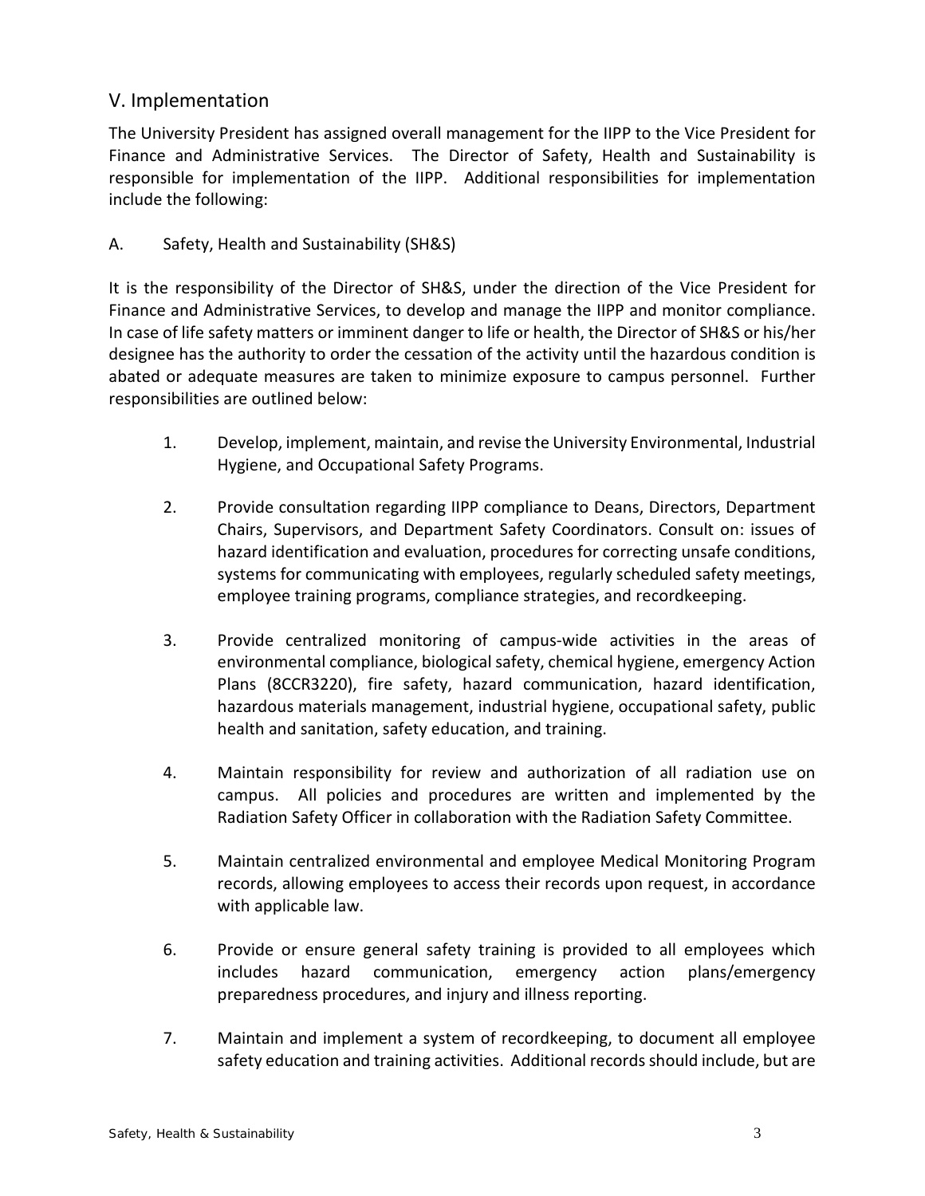## V. Implementation

The University President has assigned overall management for the IIPP to the Vice President for Finance and Administrative Services. The Director of Safety, Health and Sustainability is responsible for implementation of the IIPP. Additional responsibilities for implementation include the following:

### A. Safety, Health and Sustainability (SH&S)

It is the responsibility of the Director of SH&S, under the direction of the Vice President for Finance and Administrative Services, to develop and manage the IIPP and monitor compliance. In case of life safety matters or imminent danger to life or health, the Director of SH&S or his/her designee has the authority to order the cessation of the activity until the hazardous condition is abated or adequate measures are taken to minimize exposure to campus personnel. Further responsibilities are outlined below:

1. Develop, implement, maintain, and revise the University Environmental, Industrial Hygiene, and Occupational Safety Programs.

2. Provide consultation regarding IIPP compliance to Deans, Directors, Department Chairs, Supervisors, and Department Safety Coordinators. Consult on: issues of hazard identification and evaluation, procedures for correcting unsafe conditions, systems for communicating with employees, regularly scheduled safety meetings, employee training programs, compliance strategies, and recordkeeping.

3. Provide centralized monitoring of campus-wide activities in the areas of environmental compliance, biological safety, chemical hygiene, emergency Action Plans (8CCR3220), fire safety, hazard communication, hazard identification, hazardous materials management, industrial hygiene, occupational safety, public health and sanitation, safety education, and training.

4. Maintain responsibility for review and authorization of all radiation use on campus. All policies and procedures are written and implemented by the Radiation Safety Officer in collaboration with the Radiation Safety Committee.

5. Maintain centralized environmental and employee Medical Monitoring Program records, allowing employees to access their records upon request, in accordance with applicable law.

6. Provide or ensure general safety training is provided to all employees which includes hazard communication, emergency action plans/emergency preparedness procedures, and injury and illness reporting.

7. Maintain and implement a system of recordkeeping, to document all employee safety education and training activities. Additional records should include, but are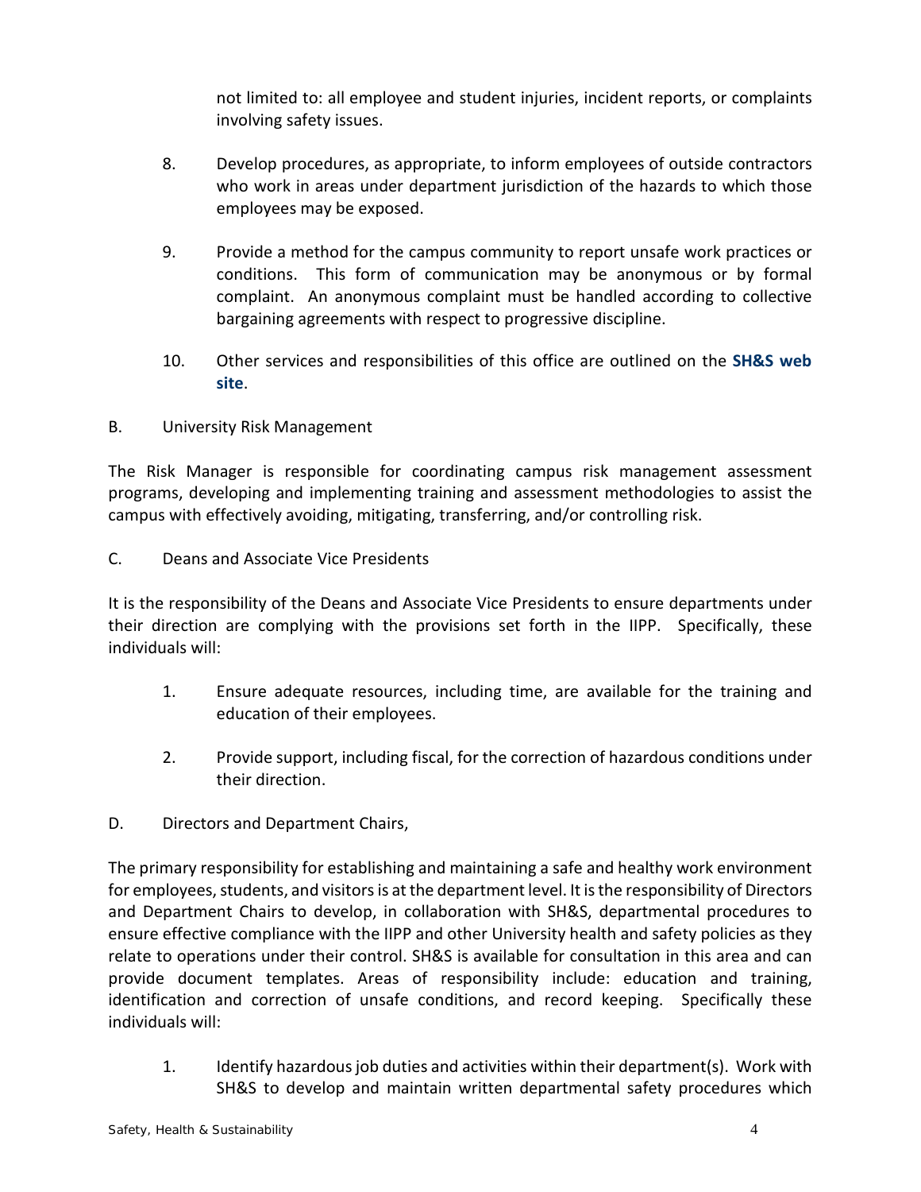not limited to: all employee and student injuries, incident reports, or complaints involving safety issues.

8. Develop procedures, as appropriate, to inform employees of outside contractors who work in areas under department jurisdiction of the hazards to which those employees may be exposed.

9. Provide a method for the campus community to report unsafe work practices or conditions. This form of communication may be anonymous or by formal complaint. An anonymous complaint must be handled according to collective bargaining agreements with respect to progressive discipline.

10. Other services and responsibilities of this office are outlined on the **SH&S web site**.

B. University Risk Management

The Risk Manager is responsible for coordinating campus risk management assessment programs, developing and implementing training and assessment methodologies to assist the campus with effectively avoiding, mitigating, transferring, and/or controlling risk.

C. Deans and Associate Vice Presidents

It is the responsibility of the Deans and Associate Vice Presidents to ensure departments under their direction are complying with the provisions set forth in the IIPP. Specifically, these individuals will:

1. Ensure adequate resources, including time, are available for the training and education of their employees.

2. Provide support, including fiscal, for the correction of hazardous conditions under their direction.

D. Directors and Department Chairs,

The primary responsibility for establishing and maintaining a safe and healthy work environment for employees, students, and visitors is at the department level. It is the responsibility of Directors and Department Chairs to develop, in collaboration with SH&S, departmental procedures to ensure effective compliance with the IIPP and other University health and safety policies as they relate to operations under their control. SH&S is available for consultation in this area and can provide document templates. Areas of responsibility include: education and training, identification and correction of unsafe conditions, and record keeping. Specifically these individuals will:

1. Identify hazardous job duties and activities within their department(s). Work with SH&S to develop and maintain written departmental safety procedures which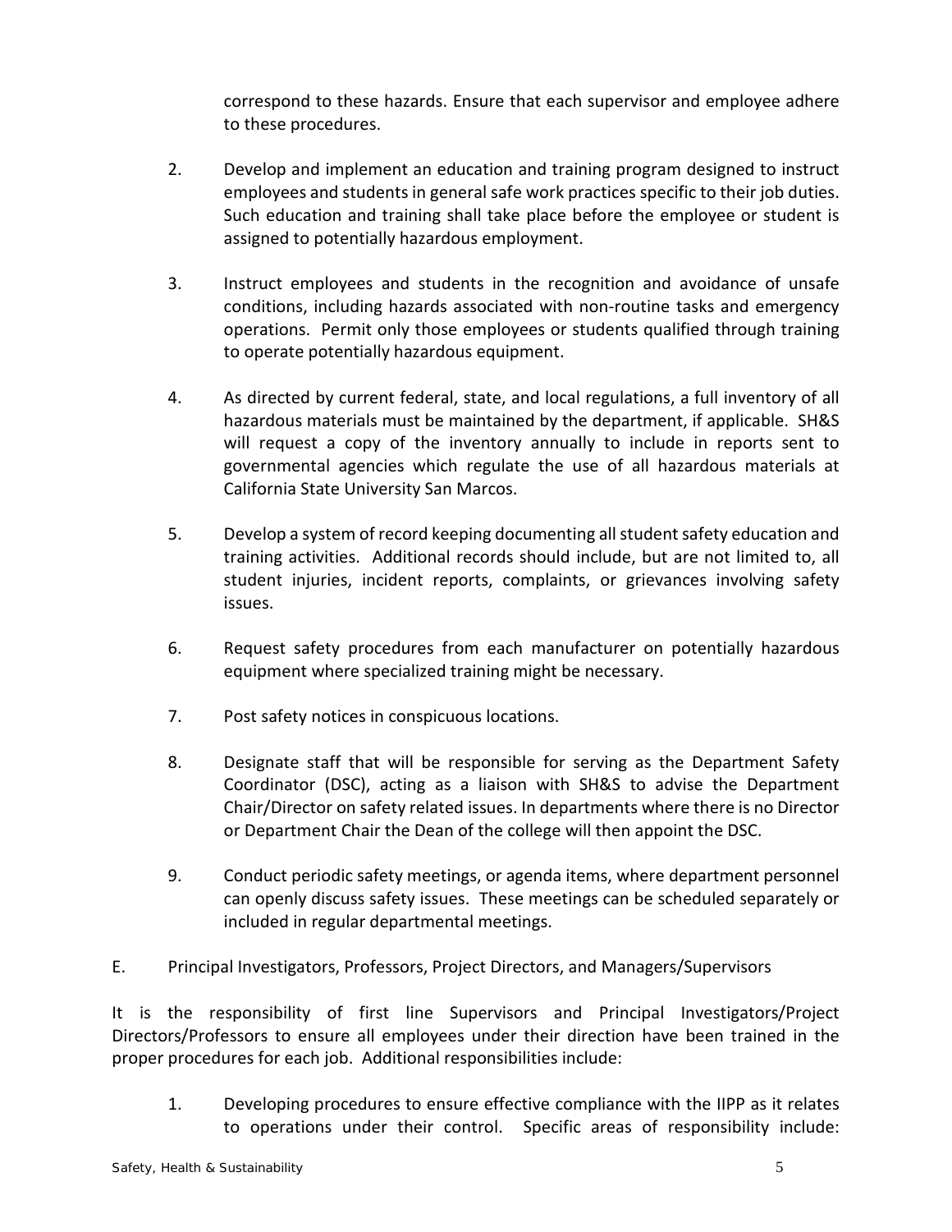correspond to these hazards. Ensure that each supervisor and employee adhere to these procedures.

2. Develop and implement an education and training program designed to instruct employees and students in general safe work practices specific to their job duties. Such education and training shall take place before the employee or student is assigned to potentially hazardous employment.

3. Instruct employees and students in the recognition and avoidance of unsafe conditions, including hazards associated with non-routine tasks and emergency operations. Permit only those employees or students qualified through training to operate potentially hazardous equipment.

4. As directed by current federal, state, and local regulations, a full inventory of all hazardous materials must be maintained by the department, if applicable. SH&S will request a copy of the inventory annually to include in reports sent to governmental agencies which regulate the use of all hazardous materials at California State University San Marcos.

5. Develop a system of record keeping documenting all student safety education and training activities. Additional records should include, but are not limited to, all student injuries, incident reports, complaints, or grievances involving safety issues.

6. Request safety procedures from each manufacturer on potentially hazardous equipment where specialized training might be necessary.

7. Post safety notices in conspicuous locations.

8. Designate staff that will be responsible for serving as the Department Safety Coordinator (DSC), acting as a liaison with SH&S to advise the Department Chair/Director on safety related issues. In departments where there is no Director or Department Chair the Dean of the college will then appoint the DSC.

9. Conduct periodic safety meetings, or agenda items, where department personnel can openly discuss safety issues. These meetings can be scheduled separately or included in regular departmental meetings.

E. Principal Investigators, Professors, Project Directors, and Managers/Supervisors

It is the responsibility of first line Supervisors and Principal Investigators/Project Directors/Professors to ensure all employees under their direction have been trained in the proper procedures for each job. Additional responsibilities include:

1. Developing procedures to ensure effective compliance with the IIPP as it relates to operations under their control. Specific areas of responsibility include: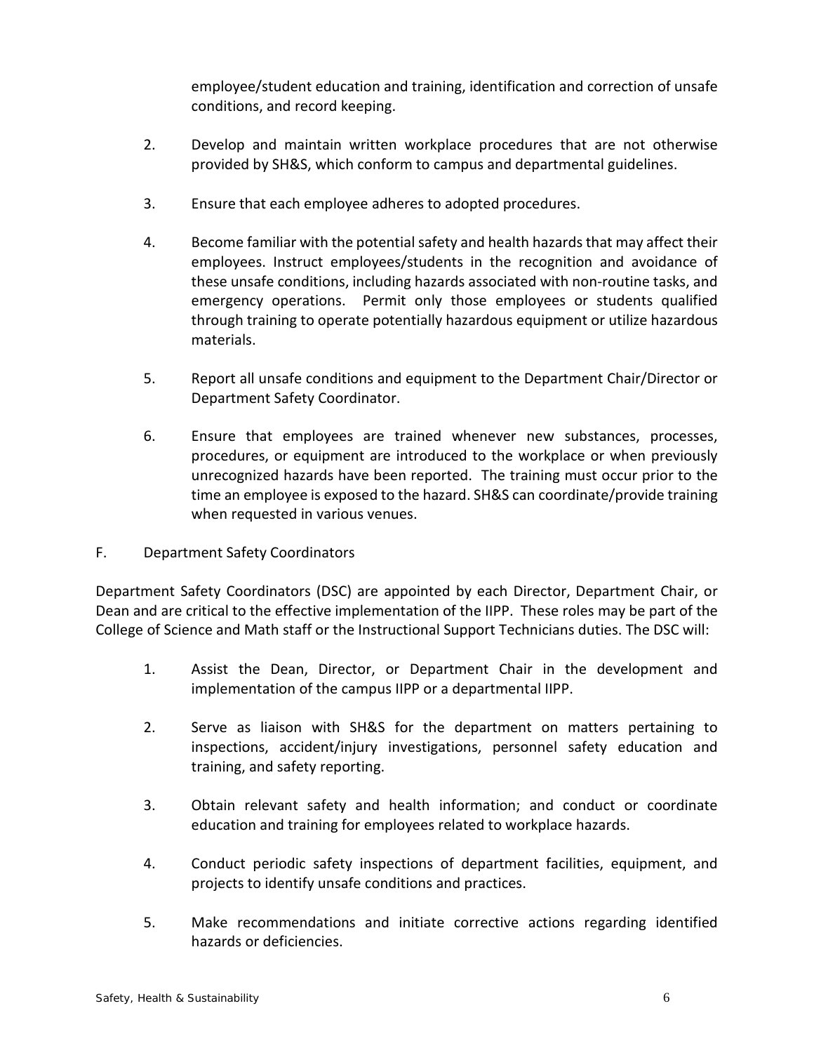employee/student education and training, identification and correction of unsafe conditions, and record keeping.

2. Develop and maintain written workplace procedures that are not otherwise provided by SH&S, which conform to campus and departmental guidelines.

3. Ensure that each employee adheres to adopted procedures.

4. Become familiar with the potential safety and health hazards that may affect their employees. Instruct employees/students in the recognition and avoidance of these unsafe conditions, including hazards associated with non-routine tasks, and emergency operations. Permit only those employees or students qualified through training to operate potentially hazardous equipment or utilize hazardous materials.

5. Report all unsafe conditions and equipment to the Department Chair/Director or Department Safety Coordinator.

6. Ensure that employees are trained whenever new substances, processes, procedures, or equipment are introduced to the workplace or when previously unrecognized hazards have been reported. The training must occur prior to the time an employee is exposed to the hazard. SH&S can coordinate/provide training when requested in various venues.

F. Department Safety Coordinators

Department Safety Coordinators (DSC) are appointed by each Director, Department Chair, or Dean and are critical to the effective implementation of the IIPP. These roles may be part of the College of Science and Math staff or the Instructional Support Technicians duties. The DSC will:

1. Assist the Dean, Director, or Department Chair in the development and implementation of the campus IIPP or a departmental IIPP.

2. Serve as liaison with SH&S for the department on matters pertaining to inspections, accident/injury investigations, personnel safety education and training, and safety reporting.

3. Obtain relevant safety and health information; and conduct or coordinate education and training for employees related to workplace hazards.

4. Conduct periodic safety inspections of department facilities, equipment, and projects to identify unsafe conditions and practices.

5. Make recommendations and initiate corrective actions regarding identified hazards or deficiencies.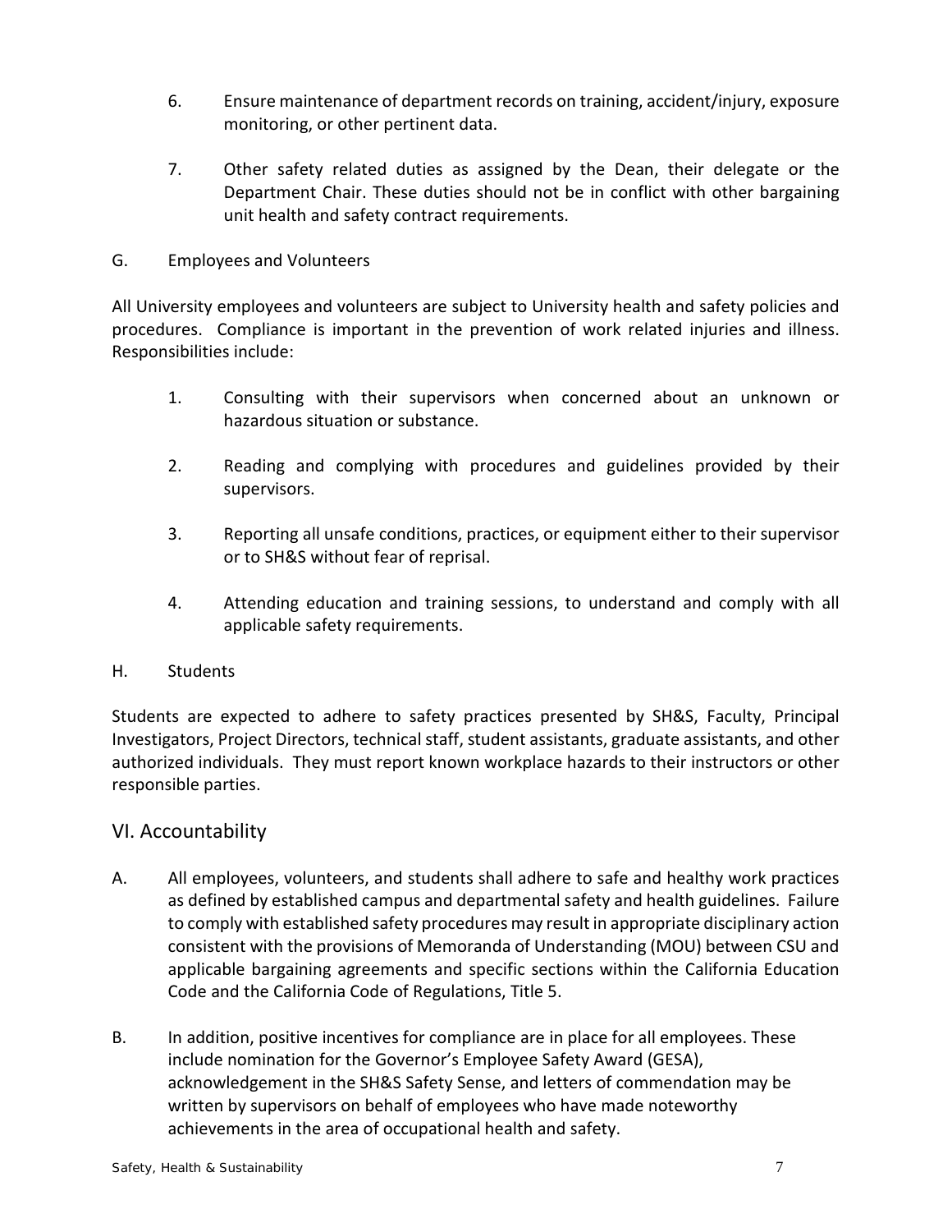6. Ensure maintenance of department records on training, accident/injury, exposure monitoring, or other pertinent data.

7. Other safety related duties as assigned by the Dean, their delegate or the Department Chair. These duties should not be in conflict with other bargaining unit health and safety contract requirements.

G. Employees and Volunteers

All University employees and volunteers are subject to University health and safety policies and procedures. Compliance is important in the prevention of work related injuries and illness. Responsibilities include:

1. Consulting with their supervisors when concerned about an unknown or hazardous situation or substance.

2. Reading and complying with procedures and guidelines provided by their supervisors.

3. Reporting all unsafe conditions, practices, or equipment either to their supervisor or to SH&S without fear of reprisal.

4. Attending education and training sessions, to understand and comply with all applicable safety requirements.

H. Students

Students are expected to adhere to safety practices presented by SH&S, Faculty, Principal Investigators, Project Directors, technical staff, student assistants, graduate assistants, and other authorized individuals. They must report known workplace hazards to their instructors or other responsible parties.

## VI. Accountability

A. All employees, volunteers, and students shall adhere to safe and healthy work practices as defined by established campus and departmental safety and health guidelines. Failure to comply with established safety procedures may result in appropriate disciplinary action consistent with the provisions of Memoranda of Understanding (MOU) between CSU and applicable bargaining agreements and specific sections within the California Education Code and the California Code of Regulations, Title 5.

B. In addition, positive incentives for compliance are in place for all employees. These include nomination for the Governor's Employee Safety Award (GESA), acknowledgement in the SH&S Safety Sense, and letters of commendation may be written by supervisors on behalf of employees who have made noteworthy achievements in the area of occupational health and safety.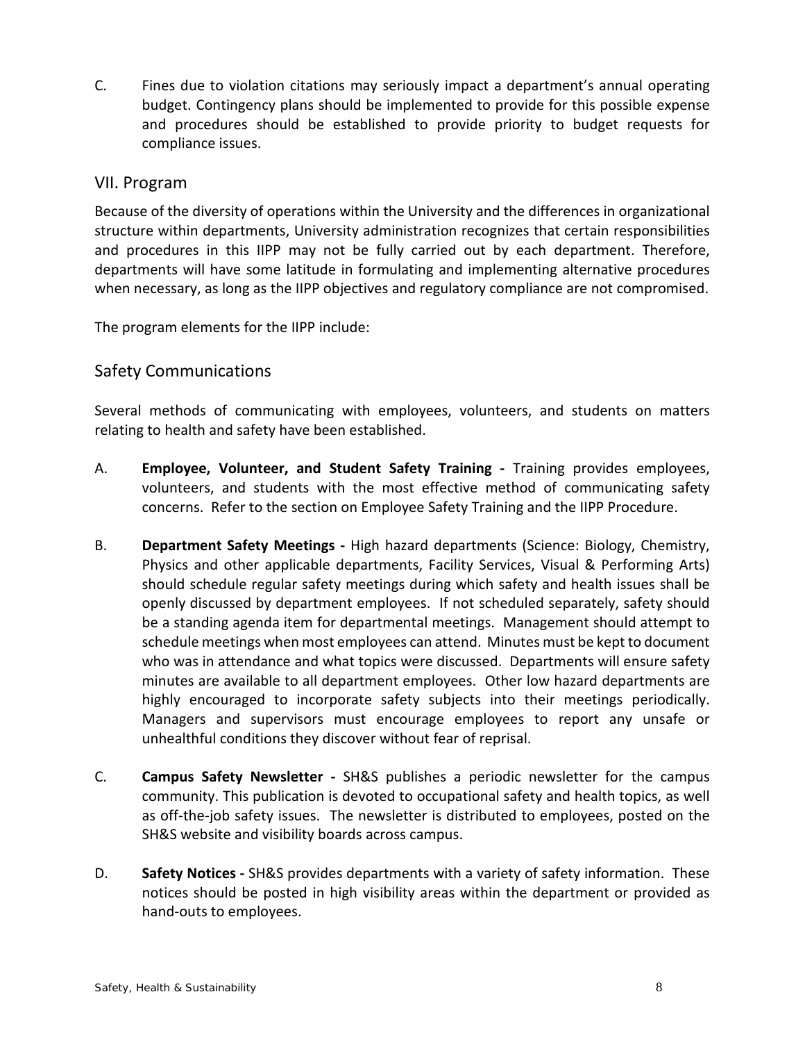C. Fines due to violation citations may seriously impact a department's annual operating budget. Contingency plans should be implemented to provide for this possible expense and procedures should be established to provide priority to budget requests for compliance issues.

## VII. Program

Because of the diversity of operations within the University and the differences in organizational structure within departments, University administration recognizes that certain responsibilities and procedures in this IIPP may not be fully carried out by each department. Therefore, departments will have some latitude in formulating and implementing alternative procedures when necessary, as long as the IIPP objectives and regulatory compliance are not compromised.

The program elements for the IIPP include:

## Safety Communications

Several methods of communicating with employees, volunteers, and students on matters relating to health and safety have been established.

A. **Employee, Volunteer, and Student Safety Training -** Training provides employees, volunteers, and students with the most effective method of communicating safety concerns. Refer to the section on Employee Safety Training and the IIPP Procedure.

B. **Department Safety Meetings -** High hazard departments (Science: Biology, Chemistry, Physics and other applicable departments, Facility Services, Visual & Performing Arts) should schedule regular safety meetings during which safety and health issues shall be openly discussed by department employees. If not scheduled separately, safety should be a standing agenda item for departmental meetings. Management should attempt to schedule meetings when most employees can attend. Minutes must be kept to document who was in attendance and what topics were discussed. Departments will ensure safety minutes are available to all department employees. Other low hazard departments are highly encouraged to incorporate safety subjects into their meetings periodically. Managers and supervisors must encourage employees to report any unsafe or unhealthful conditions they discover without fear of reprisal.

C. **Campus Safety Newsletter -** SH&S publishes a periodic newsletter for the campus community. This publication is devoted to occupational safety and health topics, as well as off-the-job safety issues. The newsletter is distributed to employees, posted on the SH&S website and visibility boards across campus.

D. **Safety Notices -** SH&S provides departments with a variety of safety information. These notices should be posted in high visibility areas within the department or provided as hand-outs to employees.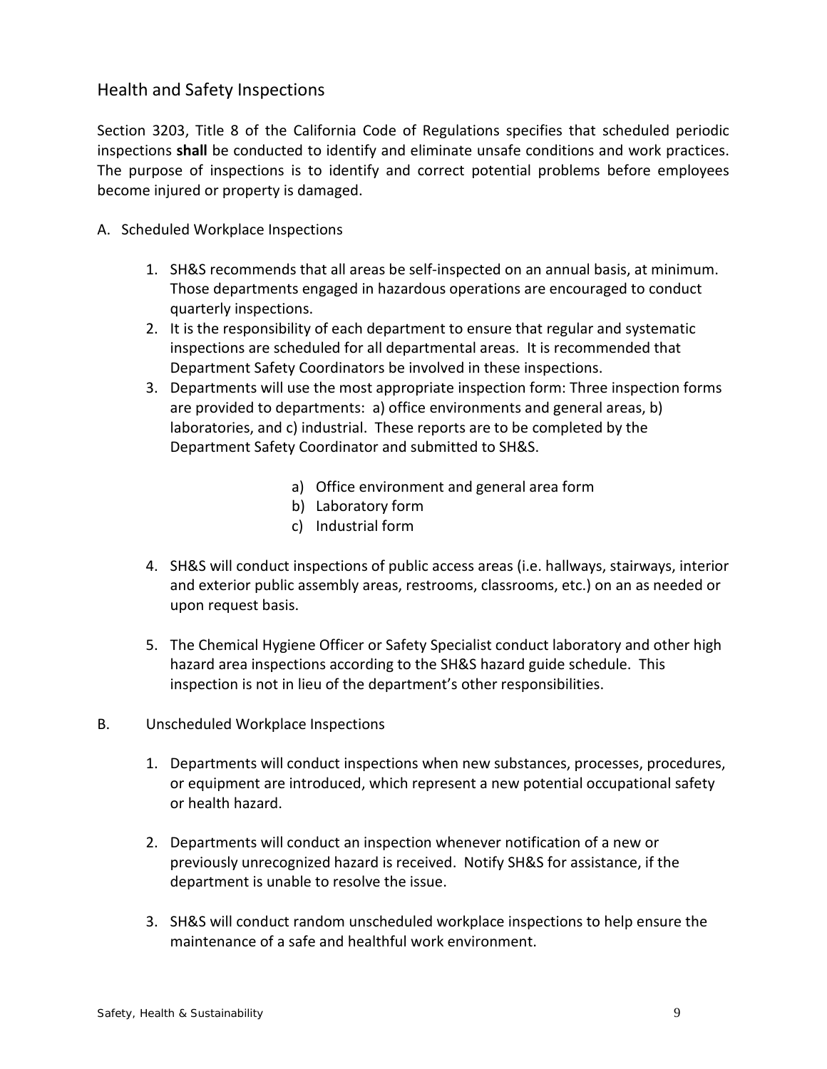## Health and Safety Inspections

Section 3203, Title 8 of the California Code of Regulations specifies that scheduled periodic inspections **shall** be conducted to identify and eliminate unsafe conditions and work practices. The purpose of inspections is to identify and correct potential problems before employees become injured or property is damaged.

A. Scheduled Workplace Inspections

1. SH&S recommends that all areas be self-inspected on an annual basis, at minimum. Those departments engaged in hazardous operations are encouraged to conduct quarterly inspections.
2. It is the responsibility of each department to ensure that regular and systematic inspections are scheduled for all departmental areas. It is recommended that Department Safety Coordinators be involved in these inspections.
3. Departments will use the most appropriate inspection form: Three inspection forms are provided to departments: a) office environments and general areas, b) laboratories, and c) industrial. These reports are to be completed by the Department Safety Coordinator and submitted to SH&S.

    a) Office environment and general area form
    b) Laboratory form
    c) Industrial form

4. SH&S will conduct inspections of public access areas (i.e. hallways, stairways, interior and exterior public assembly areas, restrooms, classrooms, etc.) on an as needed or upon request basis.

5. The Chemical Hygiene Officer or Safety Specialist conduct laboratory and other high hazard area inspections according to the SH&S hazard guide schedule. This inspection is not in lieu of the department's other responsibilities.

B. Unscheduled Workplace Inspections

1. Departments will conduct inspections when new substances, processes, procedures, or equipment are introduced, which represent a new potential occupational safety or health hazard.

2. Departments will conduct an inspection whenever notification of a new or previously unrecognized hazard is received. Notify SH&S for assistance, if the department is unable to resolve the issue.

3. SH&S will conduct random unscheduled workplace inspections to help ensure the maintenance of a safe and healthful work environment.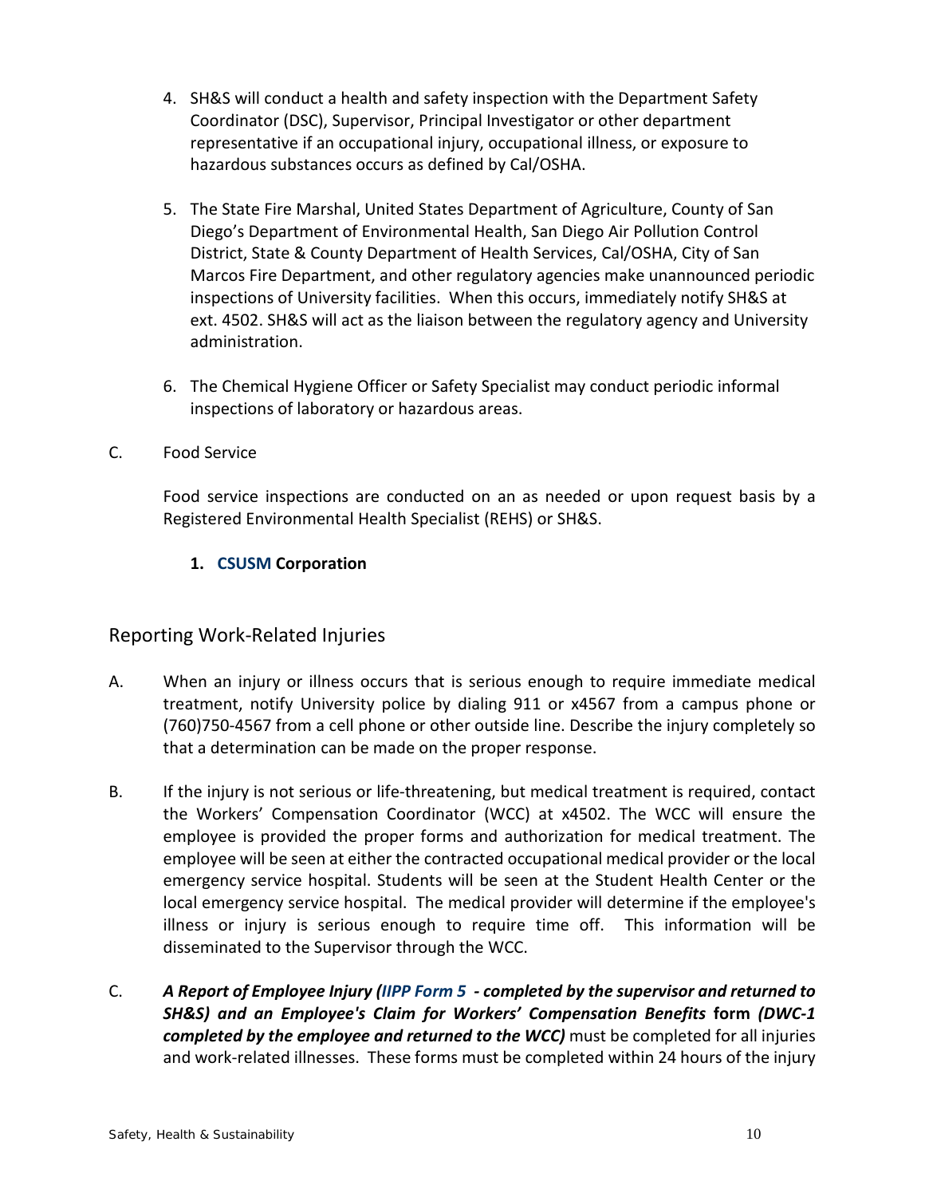4. SH&S will conduct a health and safety inspection with the Department Safety Coordinator (DSC), Supervisor, Principal Investigator or other department representative if an occupational injury, occupational illness, or exposure to hazardous substances occurs as defined by Cal/OSHA.

5. The State Fire Marshal, United States Department of Agriculture, County of San Diego's Department of Environmental Health, San Diego Air Pollution Control District, State & County Department of Health Services, Cal/OSHA, City of San Marcos Fire Department, and other regulatory agencies make unannounced periodic inspections of University facilities. When this occurs, immediately notify SH&S at ext. 4502. SH&S will act as the liaison between the regulatory agency and University administration.

6. The Chemical Hygiene Officer or Safety Specialist may conduct periodic informal inspections of laboratory or hazardous areas.

C. Food Service

Food service inspections are conducted on an as needed or upon request basis by a Registered Environmental Health Specialist (REHS) or SH&S.

1. **CSUSM Corporation**

## Reporting Work-Related Injuries

A. When an injury or illness occurs that is serious enough to require immediate medical treatment, notify University police by dialing 911 or x4567 from a campus phone or (760)750-4567 from a cell phone or other outside line. Describe the injury completely so that a determination can be made on the proper response.

B. If the injury is not serious or life-threatening, but medical treatment is required, contact the Workers' Compensation Coordinator (WCC) at x4502. The WCC will ensure the employee is provided the proper forms and authorization for medical treatment. The employee will be seen at either the contracted occupational medical provider or the local emergency service hospital. Students will be seen at the Student Health Center or the local emergency service hospital. The medical provider will determine if the employee's illness or injury is serious enough to require time off. This information will be disseminated to the Supervisor through the WCC.

C. ***A Report of Employee Injury (IIPP Form 5 - completed by the supervisor and returned to SH&S) and an Employee's Claim for Workers' Compensation Benefits*** **form** ***(DWC-1 completed by the employee and returned to the WCC)*** must be completed for all injuries and work-related illnesses. These forms must be completed within 24 hours of the injury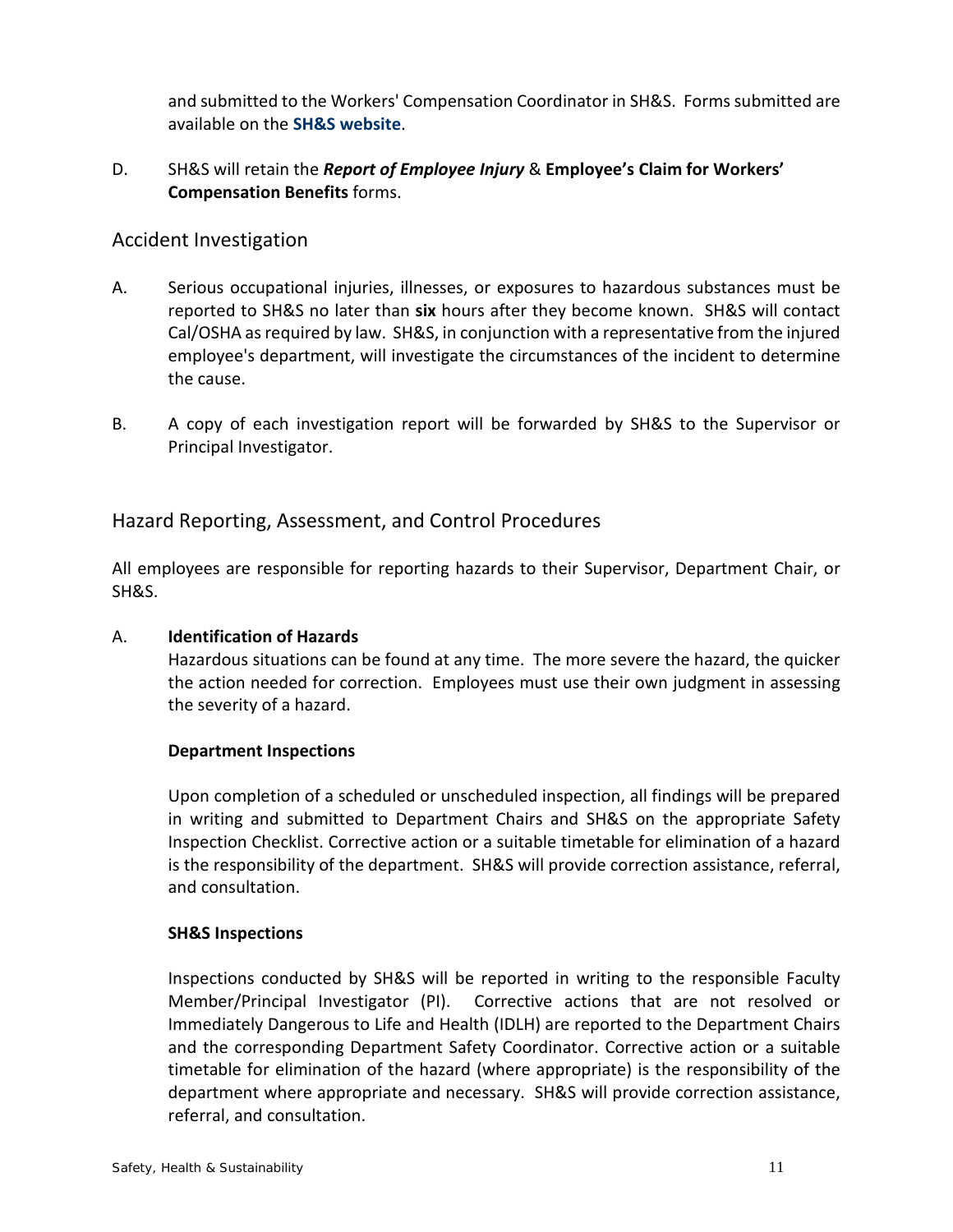and submitted to the Workers' Compensation Coordinator in SH&S. Forms submitted are available on the **SH&S website**.

D. SH&S will retain the ***Report of Employee Injury*** & **Employee's Claim for Workers' Compensation Benefits** forms.

## Accident Investigation

A. Serious occupational injuries, illnesses, or exposures to hazardous substances must be reported to SH&S no later than **six** hours after they become known. SH&S will contact Cal/OSHA as required by law. SH&S, in conjunction with a representative from the injured employee's department, will investigate the circumstances of the incident to determine the cause.

B. A copy of each investigation report will be forwarded by SH&S to the Supervisor or Principal Investigator.

## Hazard Reporting, Assessment, and Control Procedures

All employees are responsible for reporting hazards to their Supervisor, Department Chair, or SH&S.

A. **Identification of Hazards**

Hazardous situations can be found at any time. The more severe the hazard, the quicker the action needed for correction. Employees must use their own judgment in assessing the severity of a hazard.

**Department Inspections**

Upon completion of a scheduled or unscheduled inspection, all findings will be prepared in writing and submitted to Department Chairs and SH&S on the appropriate Safety Inspection Checklist. Corrective action or a suitable timetable for elimination of a hazard is the responsibility of the department. SH&S will provide correction assistance, referral, and consultation.

**SH&S Inspections**

Inspections conducted by SH&S will be reported in writing to the responsible Faculty Member/Principal Investigator (PI). Corrective actions that are not resolved or Immediately Dangerous to Life and Health (IDLH) are reported to the Department Chairs and the corresponding Department Safety Coordinator. Corrective action or a suitable timetable for elimination of the hazard (where appropriate) is the responsibility of the department where appropriate and necessary. SH&S will provide correction assistance, referral, and consultation.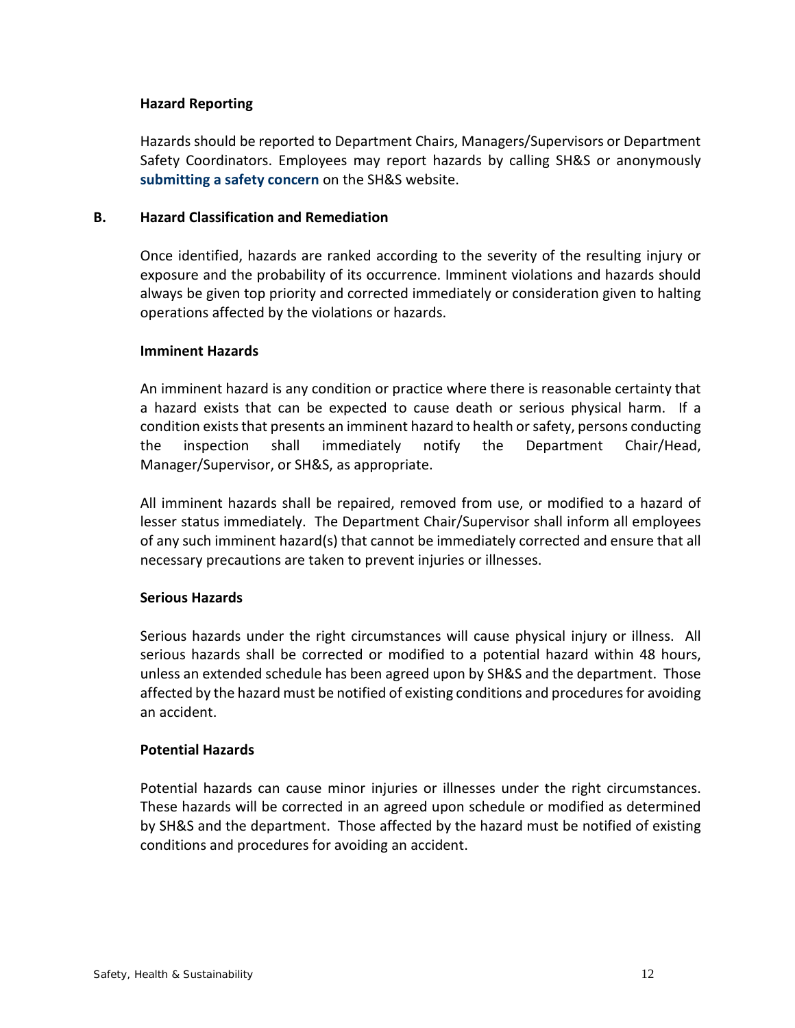### Hazard Reporting

Hazards should be reported to Department Chairs, Managers/Supervisors or Department Safety Coordinators. Employees may report hazards by calling SH&S or anonymously **submitting a safety concern** on the SH&S website.

## B. Hazard Classification and Remediation

Once identified, hazards are ranked according to the severity of the resulting injury or exposure and the probability of its occurrence. Imminent violations and hazards should always be given top priority and corrected immediately or consideration given to halting operations affected by the violations or hazards.

### Imminent Hazards

An imminent hazard is any condition or practice where there is reasonable certainty that a hazard exists that can be expected to cause death or serious physical harm. If a condition exists that presents an imminent hazard to health or safety, persons conducting the inspection shall immediately notify the Department Chair/Head, Manager/Supervisor, or SH&S, as appropriate.

All imminent hazards shall be repaired, removed from use, or modified to a hazard of lesser status immediately. The Department Chair/Supervisor shall inform all employees of any such imminent hazard(s) that cannot be immediately corrected and ensure that all necessary precautions are taken to prevent injuries or illnesses.

### Serious Hazards

Serious hazards under the right circumstances will cause physical injury or illness. All serious hazards shall be corrected or modified to a potential hazard within 48 hours, unless an extended schedule has been agreed upon by SH&S and the department. Those affected by the hazard must be notified of existing conditions and procedures for avoiding an accident.

### Potential Hazards

Potential hazards can cause minor injuries or illnesses under the right circumstances. These hazards will be corrected in an agreed upon schedule or modified as determined by SH&S and the department. Those affected by the hazard must be notified of existing conditions and procedures for avoiding an accident.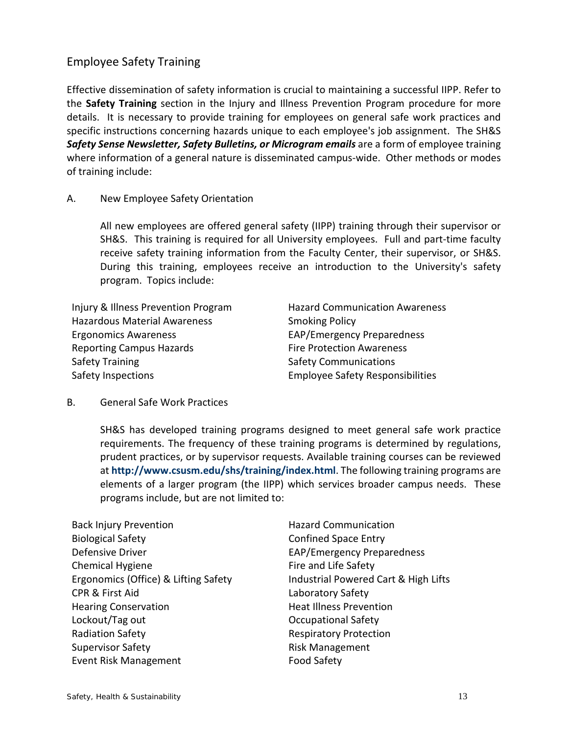## Employee Safety Training

Effective dissemination of safety information is crucial to maintaining a successful IIPP. Refer to the **Safety Training** section in the Injury and Illness Prevention Program procedure for more details. It is necessary to provide training for employees on general safe work practices and specific instructions concerning hazards unique to each employee's job assignment. The SH&S ***Safety Sense Newsletter, Safety Bulletins, or Microgram emails*** are a form of employee training where information of a general nature is disseminated campus-wide. Other methods or modes of training include:

A. New Employee Safety Orientation

All new employees are offered general safety (IIPP) training through their supervisor or SH&S. This training is required for all University employees. Full and part-time faculty receive safety training information from the Faculty Center, their supervisor, or SH&S. During this training, employees receive an introduction to the University's safety program. Topics include:

- Injury & Illness Prevention Program
- Hazardous Material Awareness
- Ergonomics Awareness
- Reporting Campus Hazards
- Safety Training
- Safety Inspections
- Hazard Communication Awareness
- Smoking Policy
- EAP/Emergency Preparedness
- Fire Protection Awareness
- Safety Communications
- Employee Safety Responsibilities

B. General Safe Work Practices

SH&S has developed training programs designed to meet general safe work practice requirements. The frequency of these training programs is determined by regulations, prudent practices, or by supervisor requests. Available training courses can be reviewed at **http://www.csusm.edu/shs/training/index.html**. The following training programs are elements of a larger program (the IIPP) which services broader campus needs. These programs include, but are not limited to:

- Back Injury Prevention
- Biological Safety
- Defensive Driver
- Chemical Hygiene
- Ergonomics (Office) & Lifting Safety
- CPR & First Aid
- Hearing Conservation
- Lockout/Tag out
- Radiation Safety
- Supervisor Safety
- Event Risk Management
- Hazard Communication
- Confined Space Entry
- EAP/Emergency Preparedness
- Fire and Life Safety
- Industrial Powered Cart & High Lifts
- Laboratory Safety
- Heat Illness Prevention
- Occupational Safety
- Respiratory Protection
- Risk Management
- Food Safety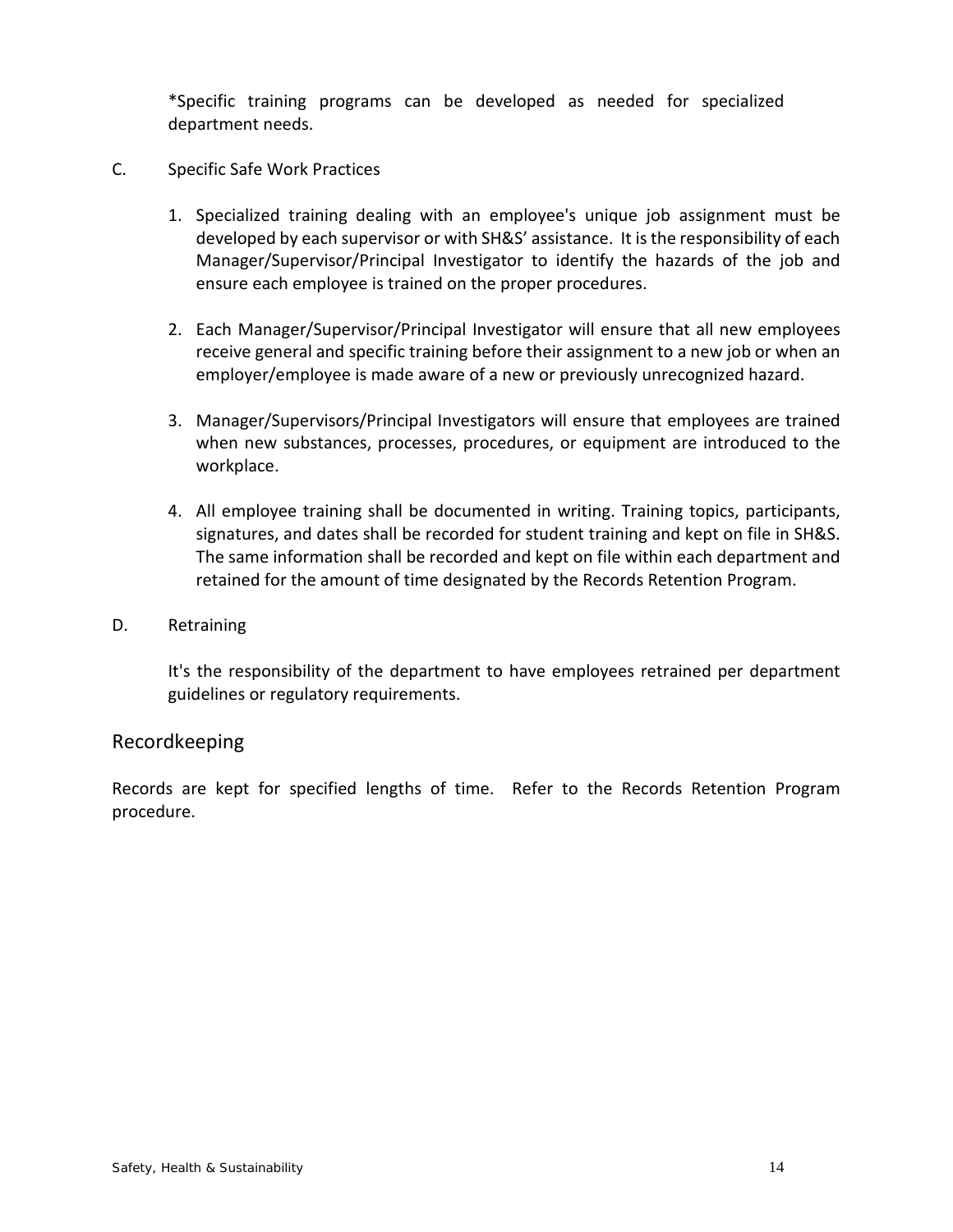*Specific training programs can be developed as needed for specialized department needs.

C. Specific Safe Work Practices

1. Specialized training dealing with an employee's unique job assignment must be developed by each supervisor or with SH&S' assistance. It is the responsibility of each Manager/Supervisor/Principal Investigator to identify the hazards of the job and ensure each employee is trained on the proper procedures.

2. Each Manager/Supervisor/Principal Investigator will ensure that all new employees receive general and specific training before their assignment to a new job or when an employer/employee is made aware of a new or previously unrecognized hazard.

3. Manager/Supervisors/Principal Investigators will ensure that employees are trained when new substances, processes, procedures, or equipment are introduced to the workplace.

4. All employee training shall be documented in writing. Training topics, participants, signatures, and dates shall be recorded for student training and kept on file in SH&S. The same information shall be recorded and kept on file within each department and retained for the amount of time designated by the Records Retention Program.

D. Retraining

It's the responsibility of the department to have employees retrained per department guidelines or regulatory requirements.

## Recordkeeping

Records are kept for specified lengths of time. Refer to the Records Retention Program procedure.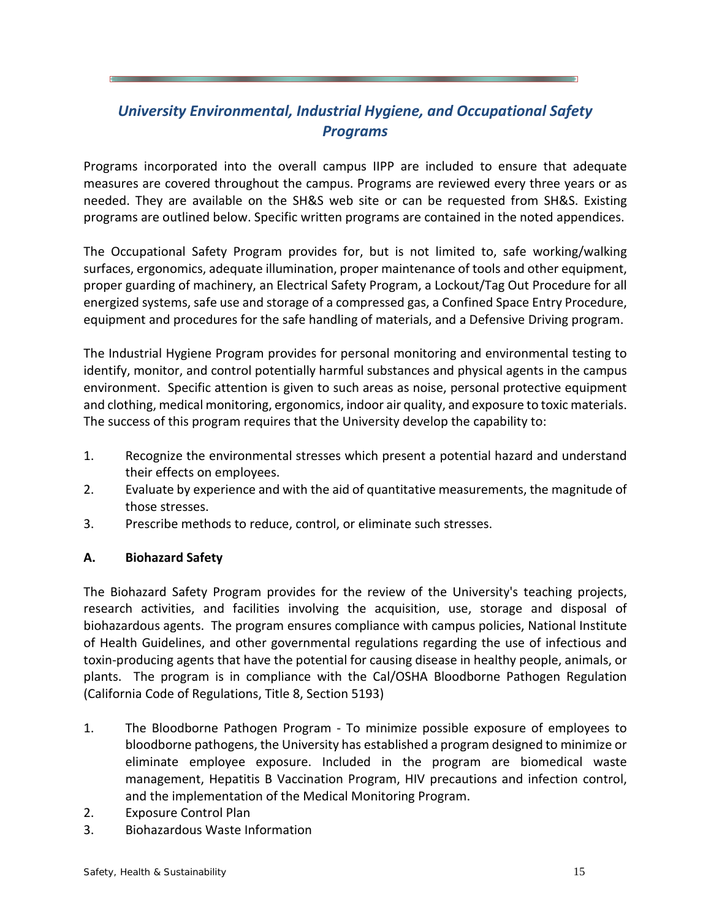## *University Environmental, Industrial Hygiene, and Occupational Safety Programs*

Programs incorporated into the overall campus IIPP are included to ensure that adequate measures are covered throughout the campus. Programs are reviewed every three years or as needed. They are available on the SH&S web site or can be requested from SH&S. Existing programs are outlined below. Specific written programs are contained in the noted appendices.

The Occupational Safety Program provides for, but is not limited to, safe working/walking surfaces, ergonomics, adequate illumination, proper maintenance of tools and other equipment, proper guarding of machinery, an Electrical Safety Program, a Lockout/Tag Out Procedure for all energized systems, safe use and storage of a compressed gas, a Confined Space Entry Procedure, equipment and procedures for the safe handling of materials, and a Defensive Driving program.

The Industrial Hygiene Program provides for personal monitoring and environmental testing to identify, monitor, and control potentially harmful substances and physical agents in the campus environment. Specific attention is given to such areas as noise, personal protective equipment and clothing, medical monitoring, ergonomics, indoor air quality, and exposure to toxic materials. The success of this program requires that the University develop the capability to:

1. Recognize the environmental stresses which present a potential hazard and understand their effects on employees.
2. Evaluate by experience and with the aid of quantitative measurements, the magnitude of those stresses.
3. Prescribe methods to reduce, control, or eliminate such stresses.

### A. Biohazard Safety

The Biohazard Safety Program provides for the review of the University's teaching projects, research activities, and facilities involving the acquisition, use, storage and disposal of biohazardous agents. The program ensures compliance with campus policies, National Institute of Health Guidelines, and other governmental regulations regarding the use of infectious and toxin-producing agents that have the potential for causing disease in healthy people, animals, or plants. The program is in compliance with the Cal/OSHA Bloodborne Pathogen Regulation (California Code of Regulations, Title 8, Section 5193)

1. The Bloodborne Pathogen Program - To minimize possible exposure of employees to bloodborne pathogens, the University has established a program designed to minimize or eliminate employee exposure. Included in the program are biomedical waste management, Hepatitis B Vaccination Program, HIV precautions and infection control, and the implementation of the Medical Monitoring Program.
2. Exposure Control Plan
3. Biohazardous Waste Information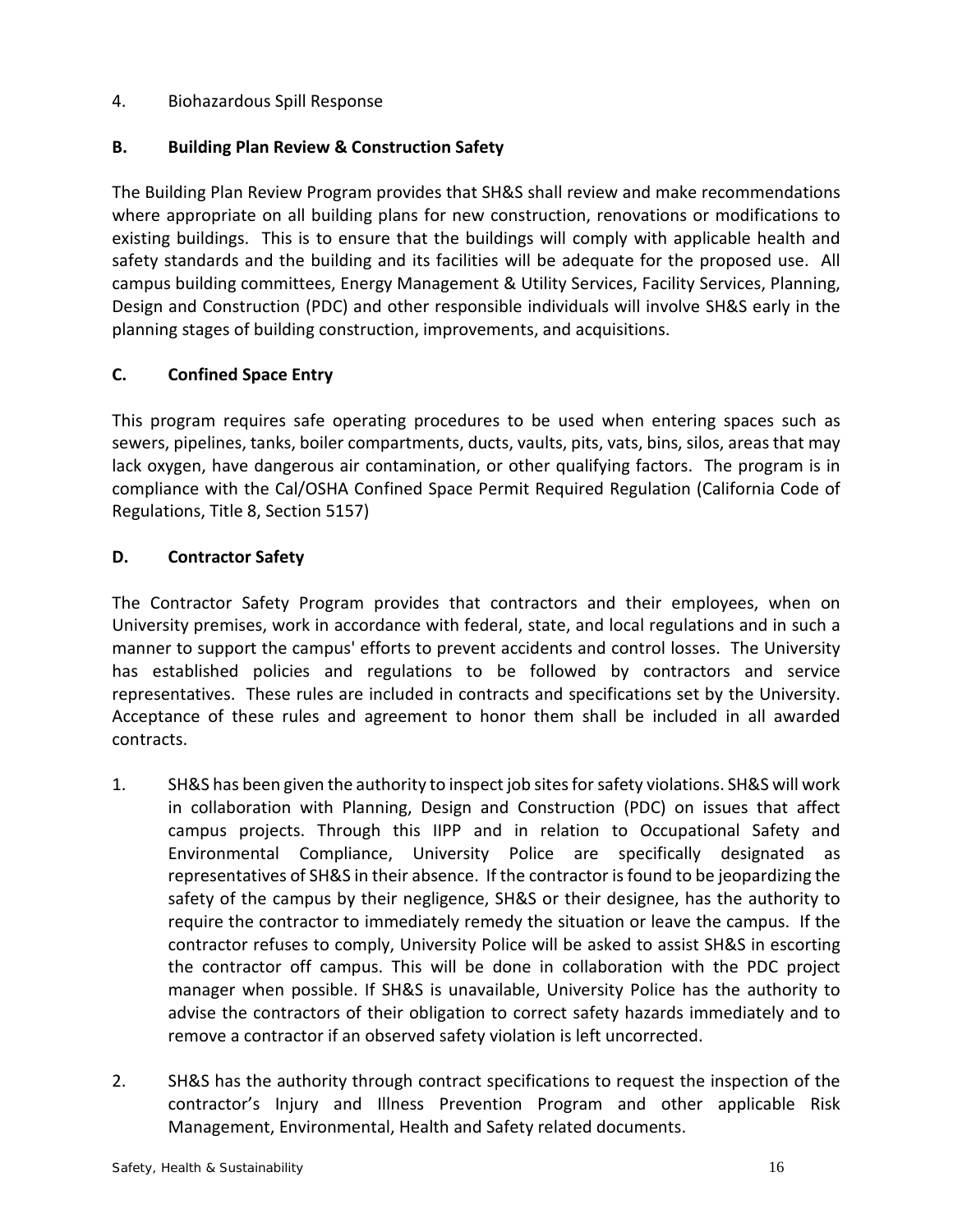4. Biohazardous Spill Response

### B. Building Plan Review & Construction Safety

The Building Plan Review Program provides that SH&S shall review and make recommendations where appropriate on all building plans for new construction, renovations or modifications to existing buildings. This is to ensure that the buildings will comply with applicable health and safety standards and the building and its facilities will be adequate for the proposed use. All campus building committees, Energy Management & Utility Services, Facility Services, Planning, Design and Construction (PDC) and other responsible individuals will involve SH&S early in the planning stages of building construction, improvements, and acquisitions.

### C. Confined Space Entry

This program requires safe operating procedures to be used when entering spaces such as sewers, pipelines, tanks, boiler compartments, ducts, vaults, pits, vats, bins, silos, areas that may lack oxygen, have dangerous air contamination, or other qualifying factors. The program is in compliance with the Cal/OSHA Confined Space Permit Required Regulation (California Code of Regulations, Title 8, Section 5157)

### D. Contractor Safety

The Contractor Safety Program provides that contractors and their employees, when on University premises, work in accordance with federal, state, and local regulations and in such a manner to support the campus' efforts to prevent accidents and control losses. The University has established policies and regulations to be followed by contractors and service representatives. These rules are included in contracts and specifications set by the University. Acceptance of these rules and agreement to honor them shall be included in all awarded contracts.

1. SH&S has been given the authority to inspect job sites for safety violations. SH&S will work in collaboration with Planning, Design and Construction (PDC) on issues that affect campus projects. Through this IIPP and in relation to Occupational Safety and Environmental Compliance, University Police are specifically designated as representatives of SH&S in their absence. If the contractor is found to be jeopardizing the safety of the campus by their negligence, SH&S or their designee, has the authority to require the contractor to immediately remedy the situation or leave the campus. If the contractor refuses to comply, University Police will be asked to assist SH&S in escorting the contractor off campus. This will be done in collaboration with the PDC project manager when possible. If SH&S is unavailable, University Police has the authority to advise the contractors of their obligation to correct safety hazards immediately and to remove a contractor if an observed safety violation is left uncorrected.

2. SH&S has the authority through contract specifications to request the inspection of the contractor's Injury and Illness Prevention Program and other applicable Risk Management, Environmental, Health and Safety related documents.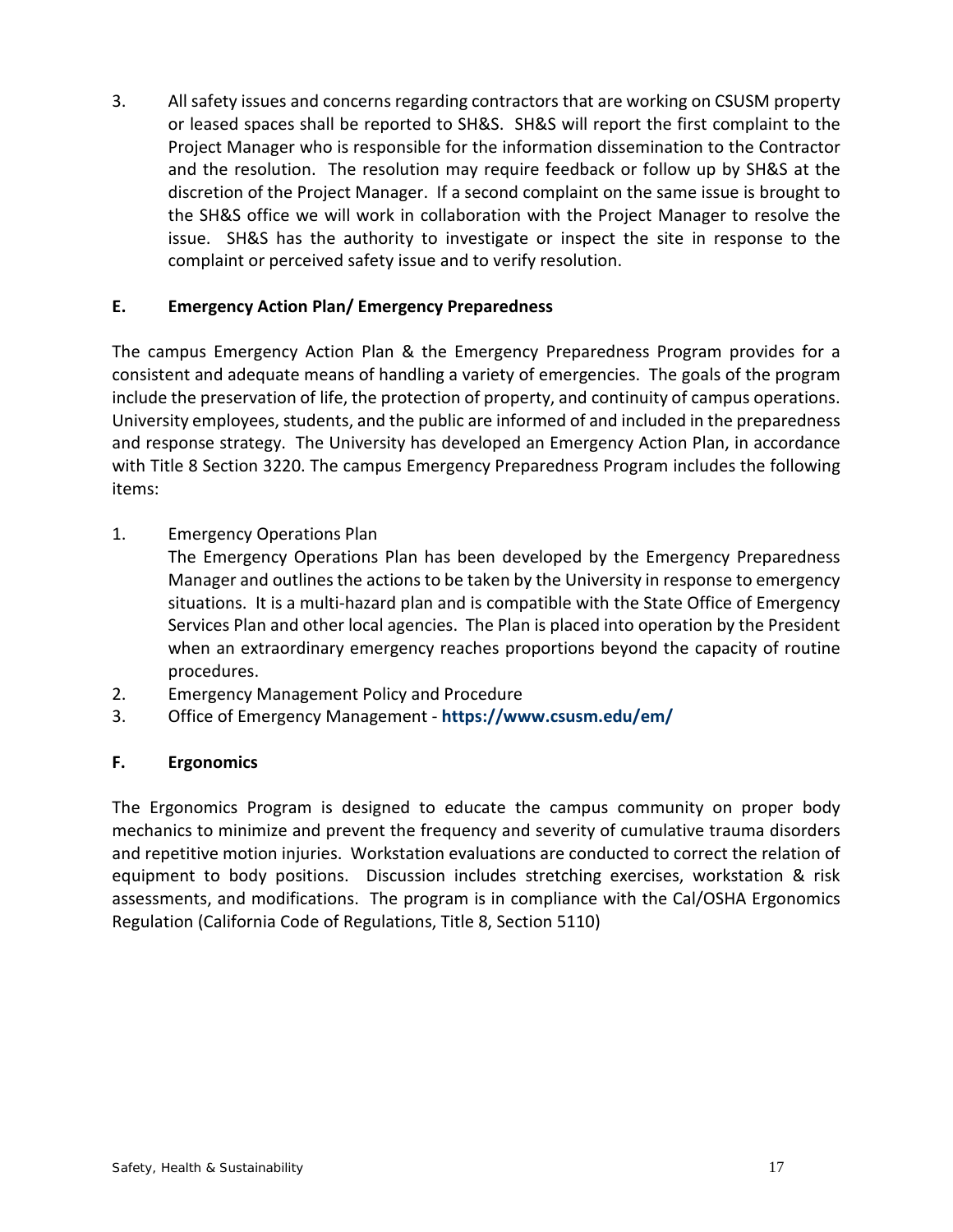3. All safety issues and concerns regarding contractors that are working on CSUSM property or leased spaces shall be reported to SH&S. SH&S will report the first complaint to the Project Manager who is responsible for the information dissemination to the Contractor and the resolution. The resolution may require feedback or follow up by SH&S at the discretion of the Project Manager. If a second complaint on the same issue is brought to the SH&S office we will work in collaboration with the Project Manager to resolve the issue. SH&S has the authority to investigate or inspect the site in response to the complaint or perceived safety issue and to verify resolution.

### E. Emergency Action Plan/ Emergency Preparedness

The campus Emergency Action Plan & the Emergency Preparedness Program provides for a consistent and adequate means of handling a variety of emergencies. The goals of the program include the preservation of life, the protection of property, and continuity of campus operations. University employees, students, and the public are informed of and included in the preparedness and response strategy. The University has developed an Emergency Action Plan, in accordance with Title 8 Section 3220. The campus Emergency Preparedness Program includes the following items:

1. Emergency Operations Plan
   The Emergency Operations Plan has been developed by the Emergency Preparedness Manager and outlines the actions to be taken by the University in response to emergency situations. It is a multi-hazard plan and is compatible with the State Office of Emergency Services Plan and other local agencies. The Plan is placed into operation by the President when an extraordinary emergency reaches proportions beyond the capacity of routine procedures.
2. Emergency Management Policy and Procedure
3. Office of Emergency Management - **https://www.csusm.edu/em/**

### F. Ergonomics

The Ergonomics Program is designed to educate the campus community on proper body mechanics to minimize and prevent the frequency and severity of cumulative trauma disorders and repetitive motion injuries. Workstation evaluations are conducted to correct the relation of equipment to body positions. Discussion includes stretching exercises, workstation & risk assessments, and modifications. The program is in compliance with the Cal/OSHA Ergonomics Regulation (California Code of Regulations, Title 8, Section 5110)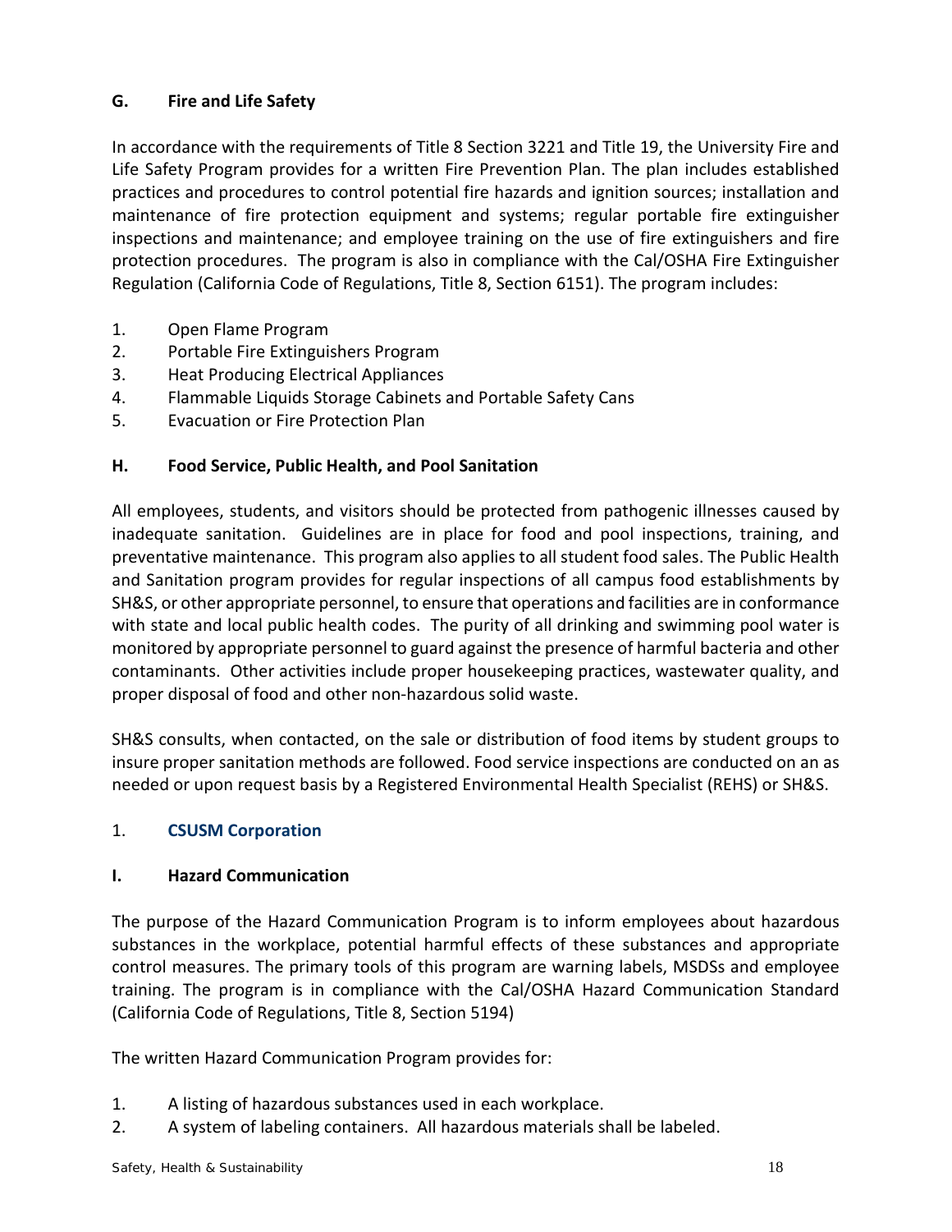## G. Fire and Life Safety

In accordance with the requirements of Title 8 Section 3221 and Title 19, the University Fire and Life Safety Program provides for a written Fire Prevention Plan. The plan includes established practices and procedures to control potential fire hazards and ignition sources; installation and maintenance of fire protection equipment and systems; regular portable fire extinguisher inspections and maintenance; and employee training on the use of fire extinguishers and fire protection procedures. The program is also in compliance with the Cal/OSHA Fire Extinguisher Regulation (California Code of Regulations, Title 8, Section 6151). The program includes:

1. Open Flame Program
2. Portable Fire Extinguishers Program
3. Heat Producing Electrical Appliances
4. Flammable Liquids Storage Cabinets and Portable Safety Cans
5. Evacuation or Fire Protection Plan

## H. Food Service, Public Health, and Pool Sanitation

All employees, students, and visitors should be protected from pathogenic illnesses caused by inadequate sanitation. Guidelines are in place for food and pool inspections, training, and preventative maintenance. This program also applies to all student food sales. The Public Health and Sanitation program provides for regular inspections of all campus food establishments by SH&S, or other appropriate personnel, to ensure that operations and facilities are in conformance with state and local public health codes. The purity of all drinking and swimming pool water is monitored by appropriate personnel to guard against the presence of harmful bacteria and other contaminants. Other activities include proper housekeeping practices, wastewater quality, and proper disposal of food and other non-hazardous solid waste.

SH&S consults, when contacted, on the sale or distribution of food items by student groups to insure proper sanitation methods are followed. Food service inspections are conducted on an as needed or upon request basis by a Registered Environmental Health Specialist (REHS) or SH&S.

1. **CSUSM Corporation**

## I. Hazard Communication

The purpose of the Hazard Communication Program is to inform employees about hazardous substances in the workplace, potential harmful effects of these substances and appropriate control measures. The primary tools of this program are warning labels, MSDSs and employee training. The program is in compliance with the Cal/OSHA Hazard Communication Standard (California Code of Regulations, Title 8, Section 5194)

The written Hazard Communication Program provides for:

1. A listing of hazardous substances used in each workplace.
2. A system of labeling containers. All hazardous materials shall be labeled.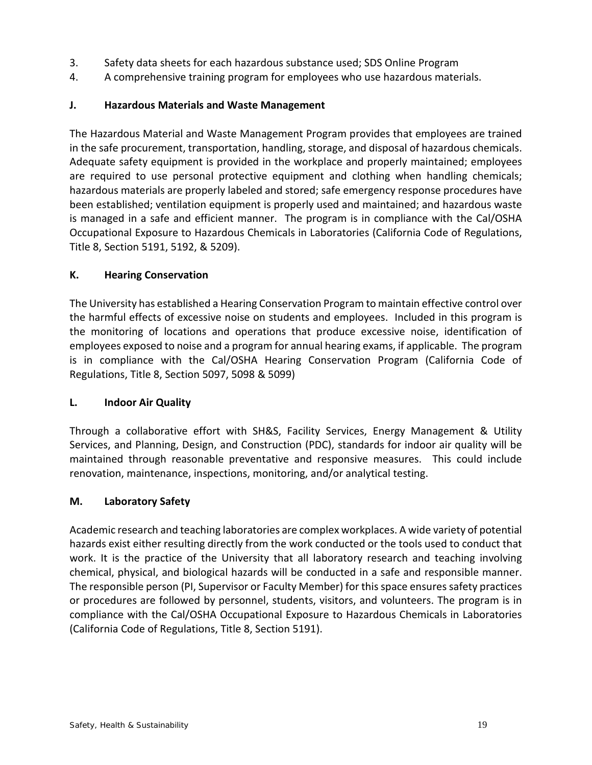3. Safety data sheets for each hazardous substance used; SDS Online Program
4. A comprehensive training program for employees who use hazardous materials.

### J. Hazardous Materials and Waste Management

The Hazardous Material and Waste Management Program provides that employees are trained in the safe procurement, transportation, handling, storage, and disposal of hazardous chemicals. Adequate safety equipment is provided in the workplace and properly maintained; employees are required to use personal protective equipment and clothing when handling chemicals; hazardous materials are properly labeled and stored; safe emergency response procedures have been established; ventilation equipment is properly used and maintained; and hazardous waste is managed in a safe and efficient manner. The program is in compliance with the Cal/OSHA Occupational Exposure to Hazardous Chemicals in Laboratories (California Code of Regulations, Title 8, Section 5191, 5192, & 5209).

### K. Hearing Conservation

The University has established a Hearing Conservation Program to maintain effective control over the harmful effects of excessive noise on students and employees. Included in this program is the monitoring of locations and operations that produce excessive noise, identification of employees exposed to noise and a program for annual hearing exams, if applicable. The program is in compliance with the Cal/OSHA Hearing Conservation Program (California Code of Regulations, Title 8, Section 5097, 5098 & 5099)

### L. Indoor Air Quality

Through a collaborative effort with SH&S, Facility Services, Energy Management & Utility Services, and Planning, Design, and Construction (PDC), standards for indoor air quality will be maintained through reasonable preventative and responsive measures. This could include renovation, maintenance, inspections, monitoring, and/or analytical testing.

### M. Laboratory Safety

Academic research and teaching laboratories are complex workplaces. A wide variety of potential hazards exist either resulting directly from the work conducted or the tools used to conduct that work. It is the practice of the University that all laboratory research and teaching involving chemical, physical, and biological hazards will be conducted in a safe and responsible manner. The responsible person (PI, Supervisor or Faculty Member) for this space ensures safety practices or procedures are followed by personnel, students, visitors, and volunteers. The program is in compliance with the Cal/OSHA Occupational Exposure to Hazardous Chemicals in Laboratories (California Code of Regulations, Title 8, Section 5191).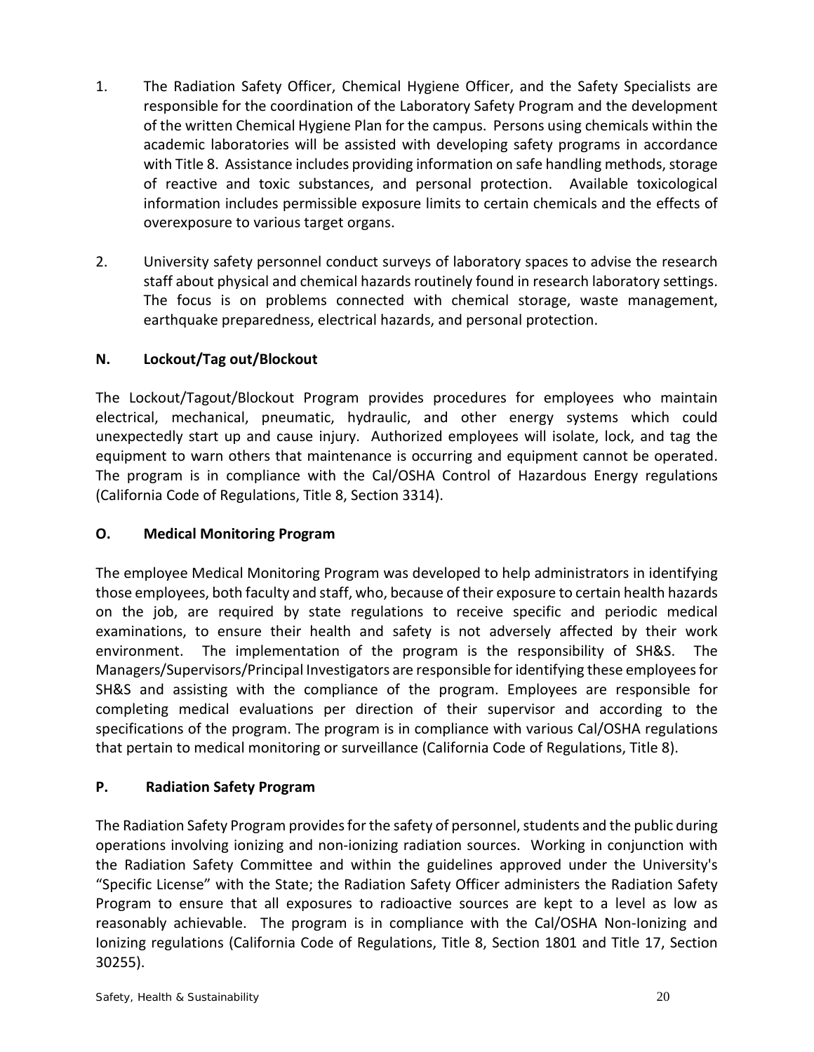1. The Radiation Safety Officer, Chemical Hygiene Officer, and the Safety Specialists are responsible for the coordination of the Laboratory Safety Program and the development of the written Chemical Hygiene Plan for the campus. Persons using chemicals within the academic laboratories will be assisted with developing safety programs in accordance with Title 8. Assistance includes providing information on safe handling methods, storage of reactive and toxic substances, and personal protection. Available toxicological information includes permissible exposure limits to certain chemicals and the effects of overexposure to various target organs.

2. University safety personnel conduct surveys of laboratory spaces to advise the research staff about physical and chemical hazards routinely found in research laboratory settings. The focus is on problems connected with chemical storage, waste management, earthquake preparedness, electrical hazards, and personal protection.

### N. Lockout/Tag out/Blockout

The Lockout/Tagout/Blockout Program provides procedures for employees who maintain electrical, mechanical, pneumatic, hydraulic, and other energy systems which could unexpectedly start up and cause injury. Authorized employees will isolate, lock, and tag the equipment to warn others that maintenance is occurring and equipment cannot be operated. The program is in compliance with the Cal/OSHA Control of Hazardous Energy regulations (California Code of Regulations, Title 8, Section 3314).

### O. Medical Monitoring Program

The employee Medical Monitoring Program was developed to help administrators in identifying those employees, both faculty and staff, who, because of their exposure to certain health hazards on the job, are required by state regulations to receive specific and periodic medical examinations, to ensure their health and safety is not adversely affected by their work environment. The implementation of the program is the responsibility of SH&S. The Managers/Supervisors/Principal Investigators are responsible for identifying these employees for SH&S and assisting with the compliance of the program. Employees are responsible for completing medical evaluations per direction of their supervisor and according to the specifications of the program. The program is in compliance with various Cal/OSHA regulations that pertain to medical monitoring or surveillance (California Code of Regulations, Title 8).

### P. Radiation Safety Program

The Radiation Safety Program provides for the safety of personnel, students and the public during operations involving ionizing and non-ionizing radiation sources. Working in conjunction with the Radiation Safety Committee and within the guidelines approved under the University's "Specific License" with the State; the Radiation Safety Officer administers the Radiation Safety Program to ensure that all exposures to radioactive sources are kept to a level as low as reasonably achievable. The program is in compliance with the Cal/OSHA Non-Ionizing and Ionizing regulations (California Code of Regulations, Title 8, Section 1801 and Title 17, Section 30255).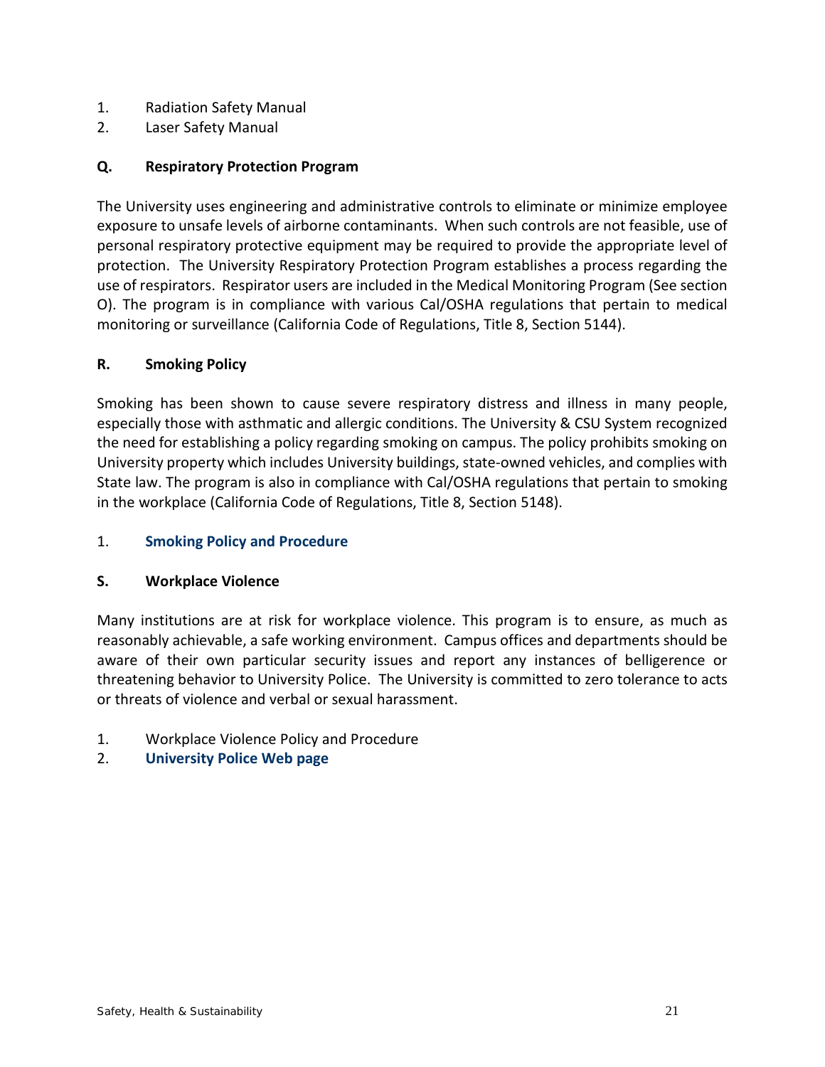1. Radiation Safety Manual
2. Laser Safety Manual

### Q. Respiratory Protection Program

The University uses engineering and administrative controls to eliminate or minimize employee exposure to unsafe levels of airborne contaminants. When such controls are not feasible, use of personal respiratory protective equipment may be required to provide the appropriate level of protection. The University Respiratory Protection Program establishes a process regarding the use of respirators. Respirator users are included in the Medical Monitoring Program (See section O). The program is in compliance with various Cal/OSHA regulations that pertain to medical monitoring or surveillance (California Code of Regulations, Title 8, Section 5144).

### R. Smoking Policy

Smoking has been shown to cause severe respiratory distress and illness in many people, especially those with asthmatic and allergic conditions. The University & CSU System recognized the need for establishing a policy regarding smoking on campus. The policy prohibits smoking on University property which includes University buildings, state-owned vehicles, and complies with State law. The program is also in compliance with Cal/OSHA regulations that pertain to smoking in the workplace (California Code of Regulations, Title 8, Section 5148).

1. **Smoking Policy and Procedure**

### S. Workplace Violence

Many institutions are at risk for workplace violence. This program is to ensure, as much as reasonably achievable, a safe working environment. Campus offices and departments should be aware of their own particular security issues and report any instances of belligerence or threatening behavior to University Police. The University is committed to zero tolerance to acts or threats of violence and verbal or sexual harassment.

1. Workplace Violence Policy and Procedure
2. **University Police Web page**